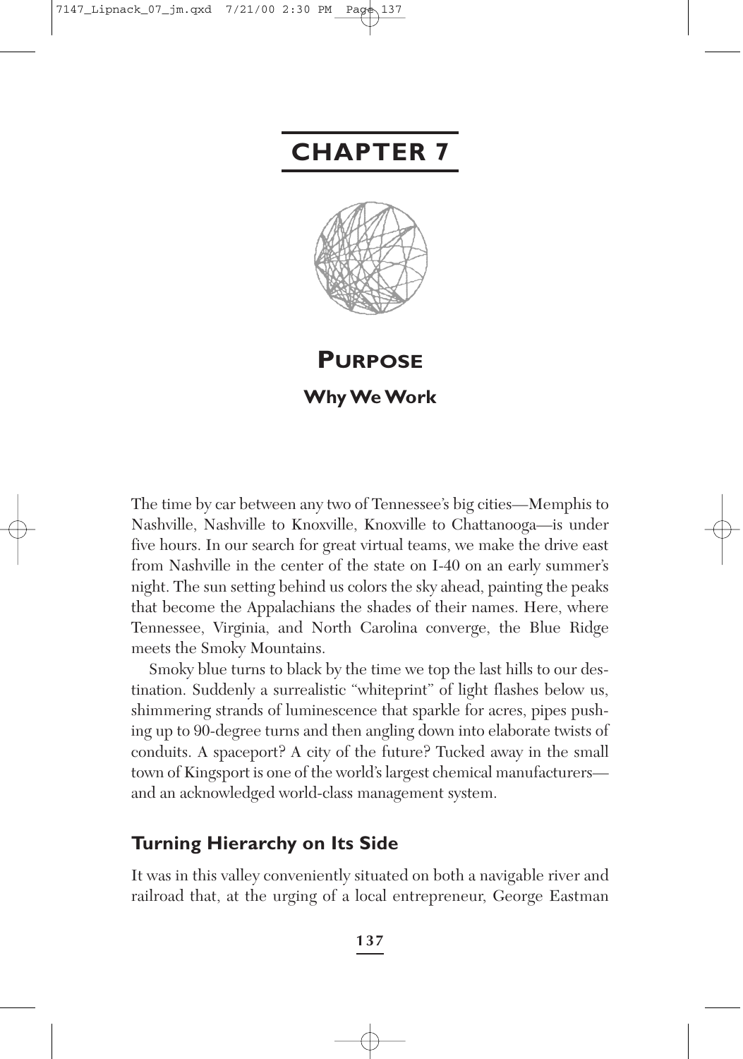# CHAPTER 7

## PURPOSE

### Why We Work

The time by car between any two of Tennessee's big cities—Memphis to Nashville, Nashville to Knoxville, Knoxville to Chattanooga—is under five hours. In our search for great virtual teams, we make the drive east from Nashville in the center of the state on I-40 on an early summer's night. The sun setting behind us colors the sky ahead, painting the peaks that become the Appalachians the shades of their names. Here, where Tennessee, Virginia, and North Carolina converge, the Blue Ridge meets the Smoky Mountains.

Smoky blue turns to black by the time we top the last hills to our destination. Suddenly a surrealistic "whiteprint" of light flashes below us, shimmering strands of luminescence that sparkle for acres, pipes pushing up to 90-degree turns and then angling down into elaborate twists of conduits. A spaceport? A city of the future? Tucked away in the small town of Kingsport is one of the world's largest chemical manufacturers—and an acknowledged world-class management system.

## Turning Hierarchy on Its Side

It was in this valley conveniently situated on both a navigable river and railroad that, at the urging of a local entrepreneur, George Eastman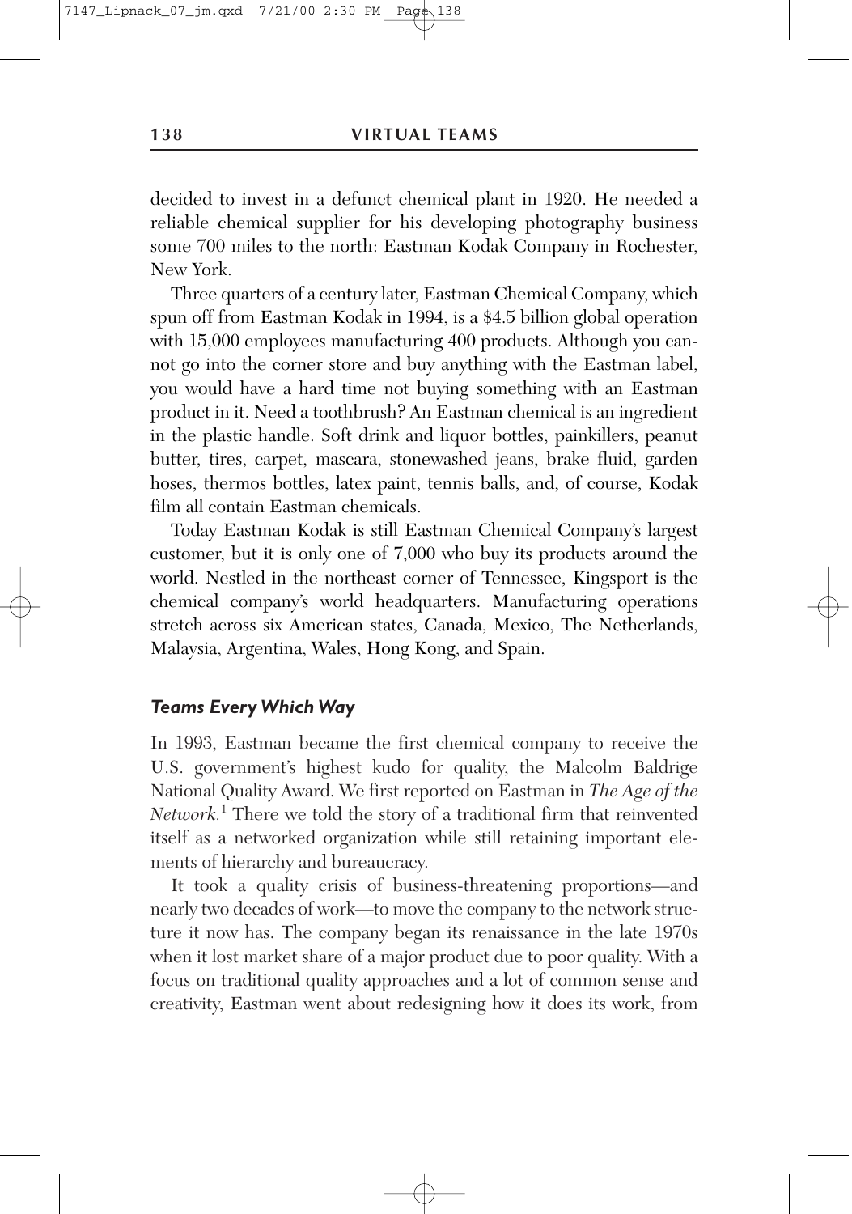decided to invest in a defunct chemical plant in 1920. He needed a reliable chemical supplier for his developing photography business some 700 miles to the north: Eastman Kodak Company in Rochester, New York.

Three quarters of a century later, Eastman Chemical Company, which spun off from Eastman Kodak in 1994, is a $4.5 billion global operation with 15,000 employees manufacturing 400 products. Although you cannot go into the corner store and buy anything with the Eastman label, you would have a hard time not buying something with an Eastman product in it. Need a toothbrush? An Eastman chemical is an ingredient in the plastic handle. Soft drink and liquor bottles, painkillers, peanut butter, tires, carpet, mascara, stonewashed jeans, brake fluid, garden hoses, thermos bottles, latex paint, tennis balls, and, of course, Kodak film all contain Eastman chemicals.

Today Eastman Kodak is still Eastman Chemical Company's largest customer, but it is only one of 7,000 who buy its products around the world. Nestled in the northeast corner of Tennessee, Kingsport is the chemical company's world headquarters. Manufacturing operations stretch across six American states, Canada, Mexico, The Netherlands, Malaysia, Argentina, Wales, Hong Kong, and Spain.

### *Teams Every Which Way*

In 1993, Eastman became the first chemical company to receive the U.S. government's highest kudo for quality, the Malcolm Baldrige National Quality Award. We first reported on Eastman in *The Age of the Network.*[1] There we told the story of a traditional firm that reinvented itself as a networked organization while still retaining important elements of hierarchy and bureaucracy.

It took a quality crisis of business-threatening proportions—and nearly two decades of work—to move the company to the network structure it now has. The company began its renaissance in the late 1970s when it lost market share of a major product due to poor quality. With a focus on traditional quality approaches and a lot of common sense and creativity, Eastman went about redesigning how it does its work, from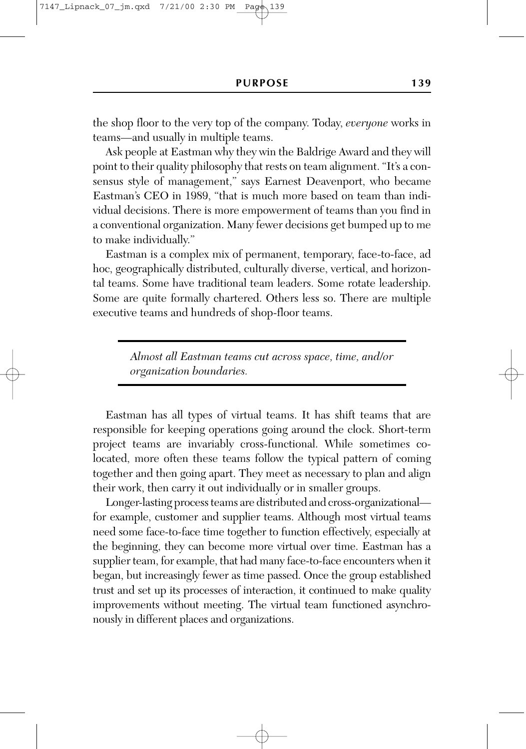the shop floor to the very top of the company. Today, *everyone* works in teams—and usually in multiple teams.

Ask people at Eastman why they win the Baldrige Award and they will point to their quality philosophy that rests on team alignment. "It's a consensus style of management," says Earnest Deavenport, who became Eastman's CEO in 1989, "that is much more based on team than individual decisions. There is more empowerment of teams than you find in a conventional organization. Many fewer decisions get bumped up to me to make individually."

Eastman is a complex mix of permanent, temporary, face-to-face, ad hoc, geographically distributed, culturally diverse, vertical, and horizontal teams. Some have traditional team leaders. Some rotate leadership. Some are quite formally chartered. Others less so. There are multiple executive teams and hundreds of shop-floor teams.

> *Almost all Eastman teams cut across space, time, and/or organization boundaries.*

Eastman has all types of virtual teams. It has shift teams that are responsible for keeping operations going around the clock. Short-term project teams are invariably cross-functional. While sometimes co-located, more often these teams follow the typical pattern of coming together and then going apart. They meet as necessary to plan and align their work, then carry it out individually or in smaller groups.

Longer-lasting process teams are distributed and cross-organizational—for example, customer and supplier teams. Although most virtual teams need some face-to-face time together to function effectively, especially at the beginning, they can become more virtual over time. Eastman has a supplier team, for example, that had many face-to-face encounters when it began, but increasingly fewer as time passed. Once the group established trust and set up its processes of interaction, it continued to make quality improvements without meeting. The virtual team functioned asynchronously in different places and organizations.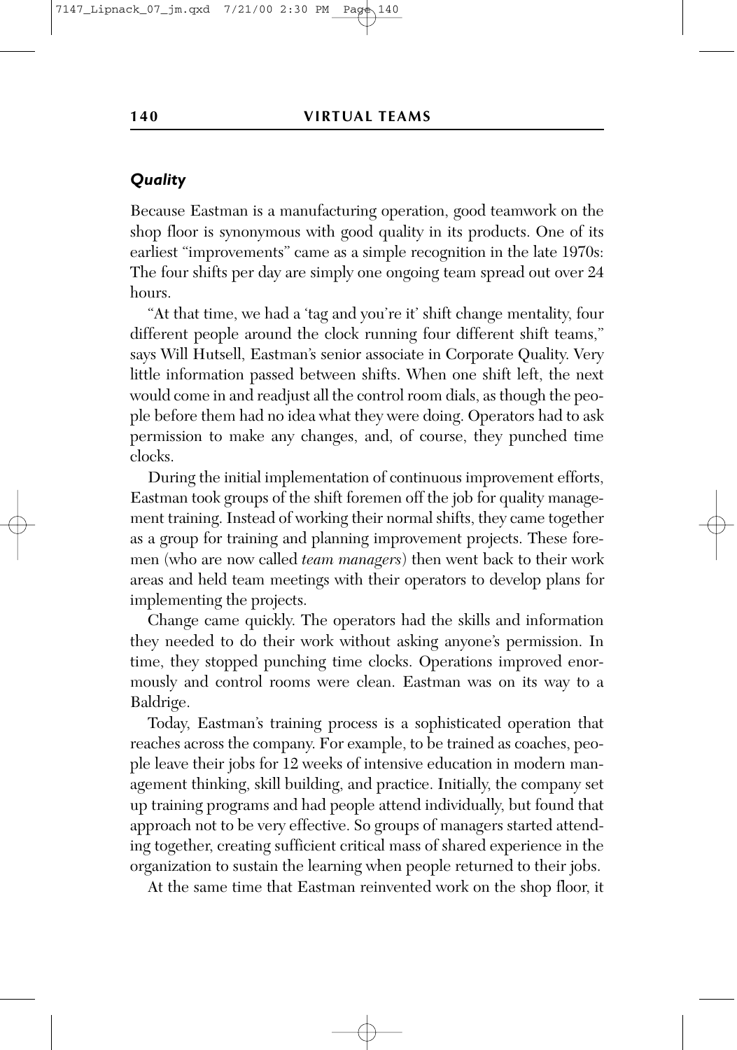### *Quality*

Because Eastman is a manufacturing operation, good teamwork on the shop floor is synonymous with good quality in its products. One of its earliest "improvements" came as a simple recognition in the late 1970s: The four shifts per day are simply one ongoing team spread out over 24 hours.

"At that time, we had a 'tag and you're it' shift change mentality, four different people around the clock running four different shift teams," says Will Hutsell, Eastman's senior associate in Corporate Quality. Very little information passed between shifts. When one shift left, the next would come in and readjust all the control room dials, as though the people before them had no idea what they were doing. Operators had to ask permission to make any changes, and, of course, they punched time clocks.

During the initial implementation of continuous improvement efforts, Eastman took groups of the shift foremen off the job for quality management training. Instead of working their normal shifts, they came together as a group for training and planning improvement projects. These foremen (who are now called *team managers*) then went back to their work areas and held team meetings with their operators to develop plans for implementing the projects.

Change came quickly. The operators had the skills and information they needed to do their work without asking anyone's permission. In time, they stopped punching time clocks. Operations improved enormously and control rooms were clean. Eastman was on its way to a Baldrige.

Today, Eastman's training process is a sophisticated operation that reaches across the company. For example, to be trained as coaches, people leave their jobs for 12 weeks of intensive education in modern management thinking, skill building, and practice. Initially, the company set up training programs and had people attend individually, but found that approach not to be very effective. So groups of managers started attending together, creating sufficient critical mass of shared experience in the organization to sustain the learning when people returned to their jobs.

At the same time that Eastman reinvented work on the shop floor, it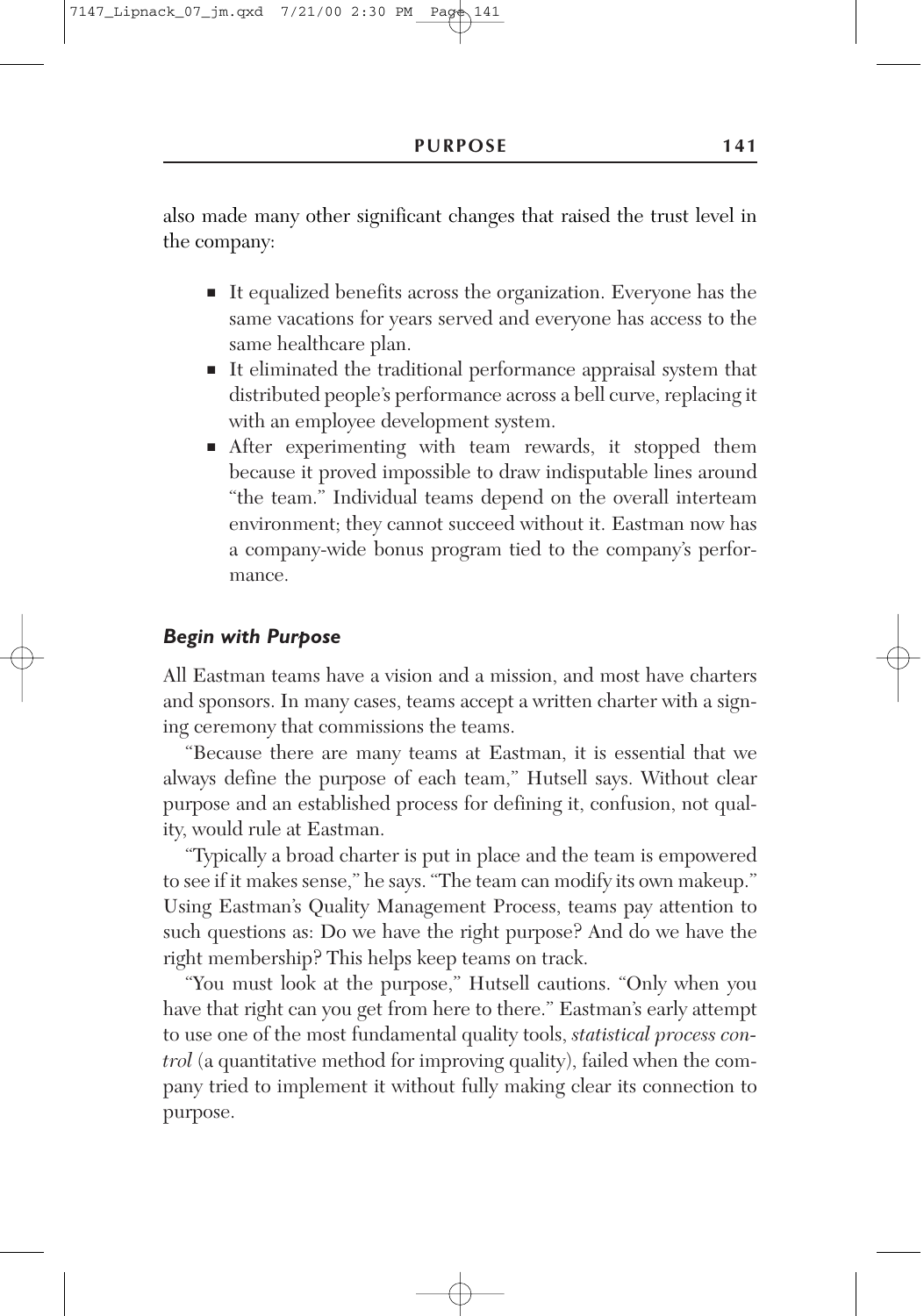also made many other significant changes that raised the trust level in the company:

- It equalized benefits across the organization. Everyone has the same vacations for years served and everyone has access to the same healthcare plan.
- It eliminated the traditional performance appraisal system that distributed people's performance across a bell curve, replacing it with an employee development system.
- After experimenting with team rewards, it stopped them because it proved impossible to draw indisputable lines around "the team." Individual teams depend on the overall interteam environment; they cannot succeed without it. Eastman now has a company-wide bonus program tied to the company's performance.

### *Begin with Purpose*

All Eastman teams have a vision and a mission, and most have charters and sponsors. In many cases, teams accept a written charter with a signing ceremony that commissions the teams.

"Because there are many teams at Eastman, it is essential that we always define the purpose of each team," Hutsell says. Without clear purpose and an established process for defining it, confusion, not quality, would rule at Eastman.

"Typically a broad charter is put in place and the team is empowered to see if it makes sense," he says. "The team can modify its own makeup." Using Eastman's Quality Management Process, teams pay attention to such questions as: Do we have the right purpose? And do we have the right membership? This helps keep teams on track.

"You must look at the purpose," Hutsell cautions. "Only when you have that right can you get from here to there." Eastman's early attempt to use one of the most fundamental quality tools, *statistical process control* (a quantitative method for improving quality), failed when the company tried to implement it without fully making clear its connection to purpose.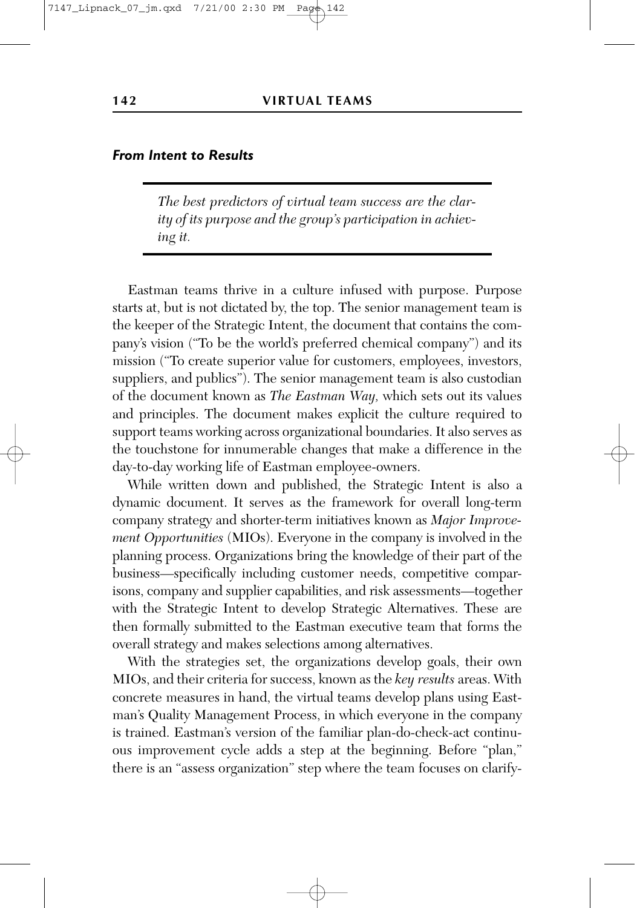### *From Intent to Results*

> *The best predictors of virtual team success are the clarity of its purpose and the group's participation in achieving it.*

Eastman teams thrive in a culture infused with purpose. Purpose starts at, but is not dictated by, the top. The senior management team is the keeper of the Strategic Intent, the document that contains the company's vision ("To be the world's preferred chemical company") and its mission ("To create superior value for customers, employees, investors, suppliers, and publics"). The senior management team is also custodian of the document known as *The Eastman Way,* which sets out its values and principles. The document makes explicit the culture required to support teams working across organizational boundaries. It also serves as the touchstone for innumerable changes that make a difference in the day-to-day working life of Eastman employee-owners.

While written down and published, the Strategic Intent is also a dynamic document. It serves as the framework for overall long-term company strategy and shorter-term initiatives known as *Major Improvement Opportunities* (MIOs). Everyone in the company is involved in the planning process. Organizations bring the knowledge of their part of the business—specifically including customer needs, competitive comparisons, company and supplier capabilities, and risk assessments—together with the Strategic Intent to develop Strategic Alternatives. These are then formally submitted to the Eastman executive team that forms the overall strategy and makes selections among alternatives.

With the strategies set, the organizations develop goals, their own MIOs, and their criteria for success, known as the *key results* areas. With concrete measures in hand, the virtual teams develop plans using Eastman's Quality Management Process, in which everyone in the company is trained. Eastman's version of the familiar plan-do-check-act continuous improvement cycle adds a step at the beginning. Before "plan," there is an "assess organization" step where the team focuses on clarify-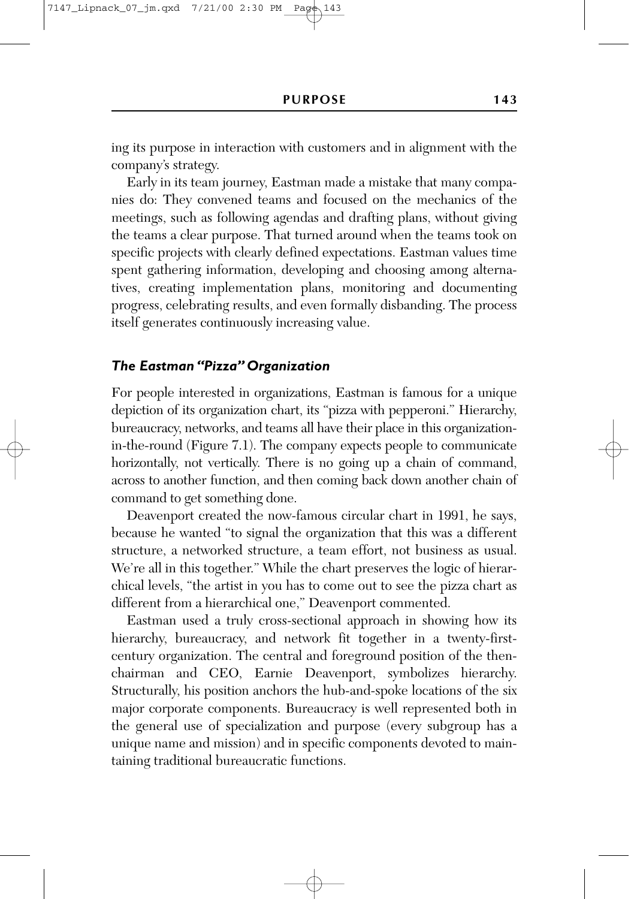ing its purpose in interaction with customers and in alignment with the company's strategy.

Early in its team journey, Eastman made a mistake that many companies do: They convened teams and focused on the mechanics of the meetings, such as following agendas and drafting plans, without giving the teams a clear purpose. That turned around when the teams took on specific projects with clearly defined expectations. Eastman values time spent gathering information, developing and choosing among alternatives, creating implementation plans, monitoring and documenting progress, celebrating results, and even formally disbanding. The process itself generates continuously increasing value.

### *The Eastman "Pizza" Organization*

For people interested in organizations, Eastman is famous for a unique depiction of its organization chart, its "pizza with pepperoni." Hierarchy, bureaucracy, networks, and teams all have their place in this organization-in-the-round (Figure 7.1). The company expects people to communicate horizontally, not vertically. There is no going up a chain of command, across to another function, and then coming back down another chain of command to get something done.

Deavenport created the now-famous circular chart in 1991, he says, because he wanted "to signal the organization that this was a different structure, a networked structure, a team effort, not business as usual. We're all in this together." While the chart preserves the logic of hierarchical levels, "the artist in you has to come out to see the pizza chart as different from a hierarchical one," Deavenport commented.

Eastman used a truly cross-sectional approach in showing how its hierarchy, bureaucracy, and network fit together in a twenty-first-century organization. The central and foreground position of the then-chairman and CEO, Earnie Deavenport, symbolizes hierarchy. Structurally, his position anchors the hub-and-spoke locations of the six major corporate components. Bureaucracy is well represented both in the general use of specialization and purpose (every subgroup has a unique name and mission) and in specific components devoted to maintaining traditional bureaucratic functions.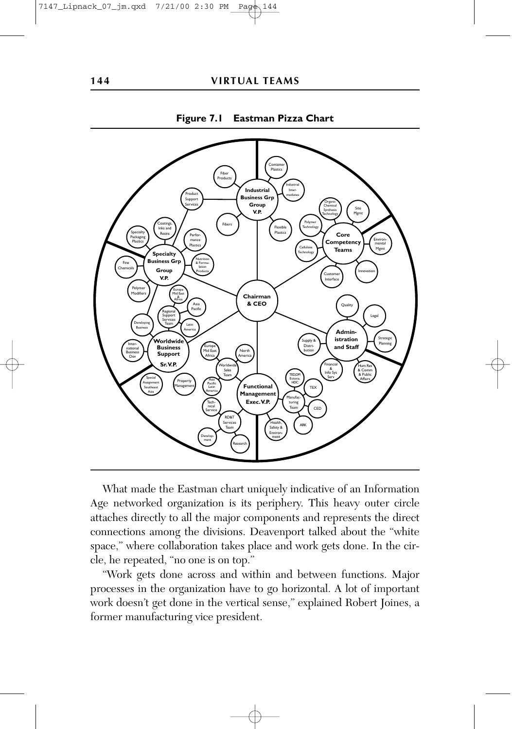**Figure 7.1 Eastman Pizza Chart**

What made the Eastman chart uniquely indicative of an Information Age networked organization is its periphery. This heavy outer circle attaches directly to all the major components and represents the direct connections among the divisions. Deavenport talked about the "white space," where collaboration takes place and work gets done. In the circle, he repeated, "no one is on top."

"Work gets done across and within and between functions. Major processes in the organization have to go horizontal. A lot of important work doesn't get done in the vertical sense," explained Robert Joines, a former manufacturing vice president.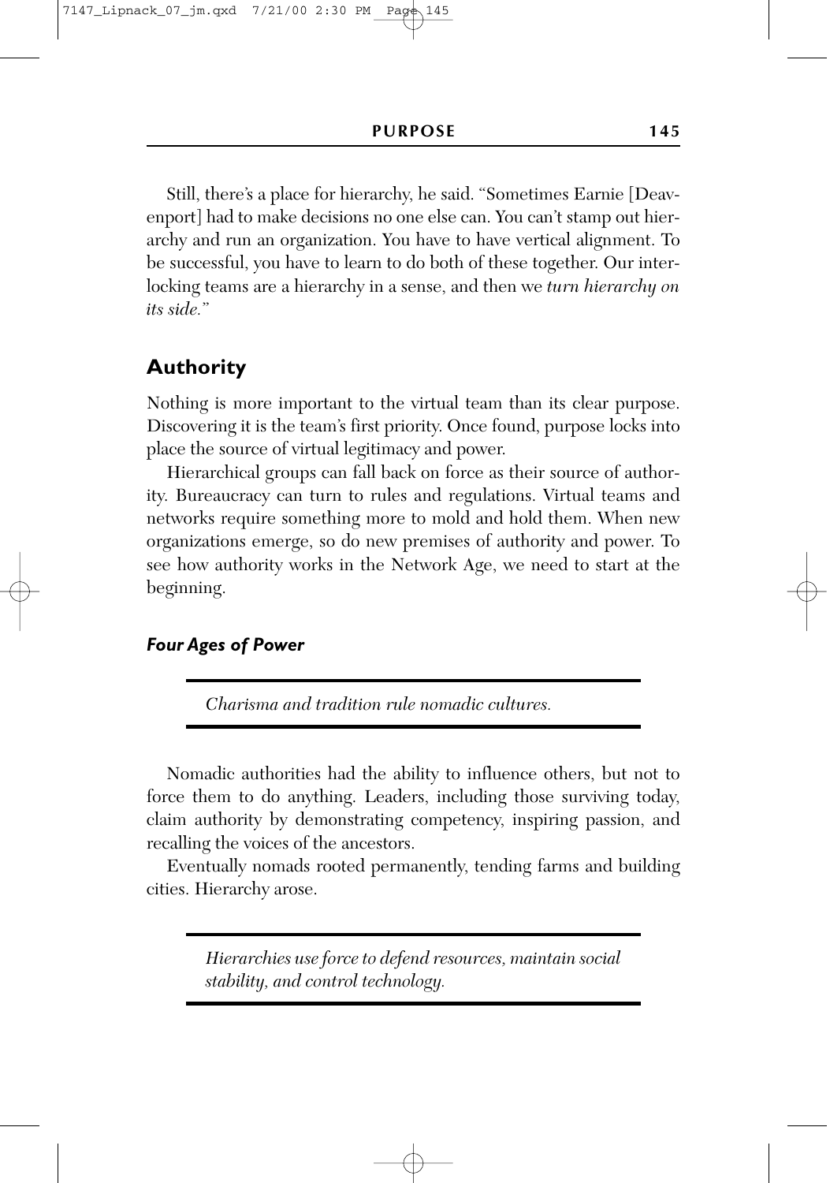Still, there's a place for hierarchy, he said. "Sometimes Earnie [Davenport] had to make decisions no one else can. You can't stamp out hierarchy and run an organization. You have to have vertical alignment. To be successful, you have to learn to do both of these together. Our interlocking teams are a hierarchy in a sense, and then we *turn hierarchy on its side.*"

## Authority

Nothing is more important to the virtual team than its clear purpose. Discovering it is the team's first priority. Once found, purpose locks into place the source of virtual legitimacy and power.

Hierarchical groups can fall back on force as their source of authority. Bureaucracy can turn to rules and regulations. Virtual teams and networks require something more to mold and hold them. When new organizations emerge, so do new premises of authority and power. To see how authority works in the Network Age, we need to start at the beginning.

### *Four Ages of Power*

> *Charisma and tradition rule nomadic cultures.*

Nomadic authorities had the ability to influence others, but not to force them to do anything. Leaders, including those surviving today, claim authority by demonstrating competency, inspiring passion, and recalling the voices of the ancestors.

Eventually nomads rooted permanently, tending farms and building cities. Hierarchy arose.

> *Hierarchies use force to defend resources, maintain social stability, and control technology.*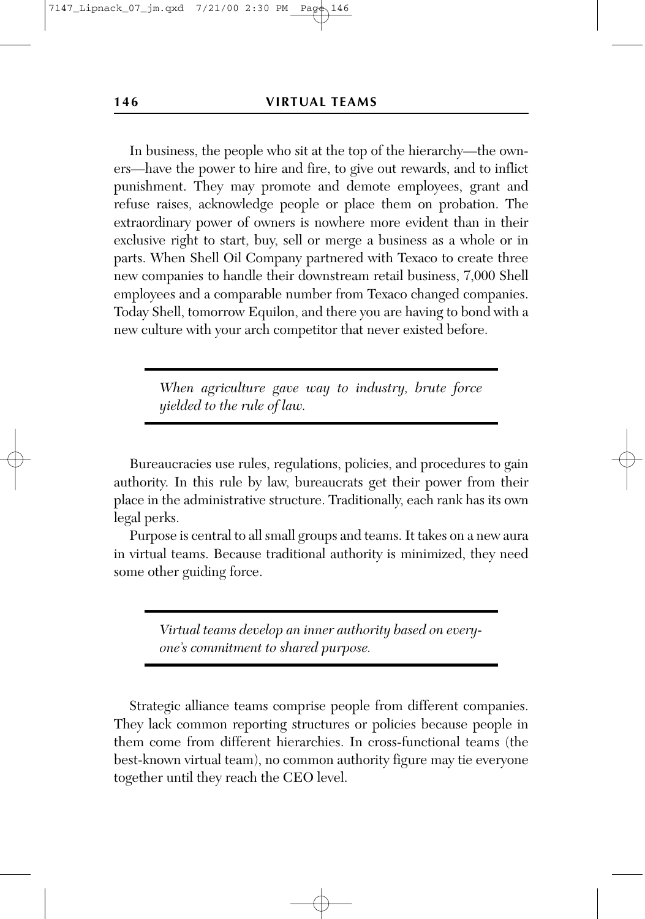In business, the people who sit at the top of the hierarchy—the owners—have the power to hire and fire, to give out rewards, and to inflict punishment. They may promote and demote employees, grant and refuse raises, acknowledge people or place them on probation. The extraordinary power of owners is nowhere more evident than in their exclusive right to start, buy, sell or merge a business as a whole or in parts. When Shell Oil Company partnered with Texaco to create three new companies to handle their downstream retail business, 7,000 Shell employees and a comparable number from Texaco changed companies. Today Shell, tomorrow Equilon, and there you are having to bond with a new culture with your arch competitor that never existed before.

> *When agriculture gave way to industry, brute force yielded to the rule of law.*

Bureaucracies use rules, regulations, policies, and procedures to gain authority. In this rule by law, bureaucrats get their power from their place in the administrative structure. Traditionally, each rank has its own legal perks.

Purpose is central to all small groups and teams. It takes on a new aura in virtual teams. Because traditional authority is minimized, they need some other guiding force.

> *Virtual teams develop an inner authority based on everyone's commitment to shared purpose.*

Strategic alliance teams comprise people from different companies. They lack common reporting structures or policies because people in them come from different hierarchies. In cross-functional teams (the best-known virtual team), no common authority figure may tie everyone together until they reach the CEO level.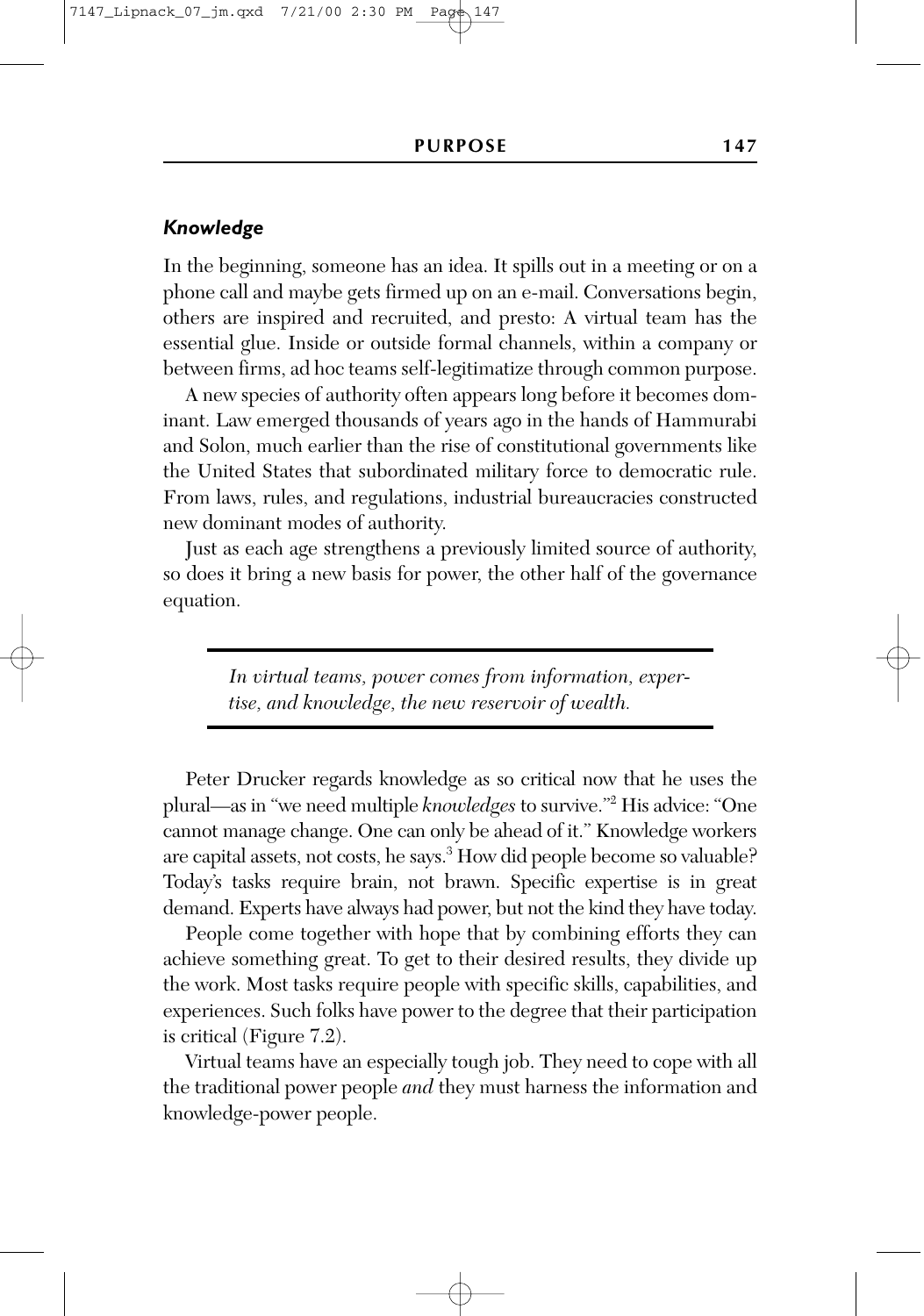### *Knowledge*

In the beginning, someone has an idea. It spills out in a meeting or on a phone call and maybe gets firmed up on an e-mail. Conversations begin, others are inspired and recruited, and presto: A virtual team has the essential glue. Inside or outside formal channels, within a company or between firms, ad hoc teams self-legitimatize through common purpose.

A new species of authority often appears long before it becomes dominant. Law emerged thousands of years ago in the hands of Hammurabi and Solon, much earlier than the rise of constitutional governments like the United States that subordinated military force to democratic rule. From laws, rules, and regulations, industrial bureaucracies constructed new dominant modes of authority.

Just as each age strengthens a previously limited source of authority, so does it bring a new basis for power, the other half of the governance equation.

> *In virtual teams, power comes from information, expertise, and knowledge, the new reservoir of wealth.*

Peter Drucker regards knowledge as so critical now that he uses the plural—as in "we need multiple *knowledges* to survive."[2] His advice: "One cannot manage change. One can only be ahead of it." Knowledge workers are capital assets, not costs, he says.[3] How did people become so valuable? Today's tasks require brain, not brawn. Specific expertise is in great demand. Experts have always had power, but not the kind they have today.

People come together with hope that by combining efforts they can achieve something great. To get to their desired results, they divide up the work. Most tasks require people with specific skills, capabilities, and experiences. Such folks have power to the degree that their participation is critical (Figure 7.2).

Virtual teams have an especially tough job. They need to cope with all the traditional power people *and* they must harness the information and knowledge-power people.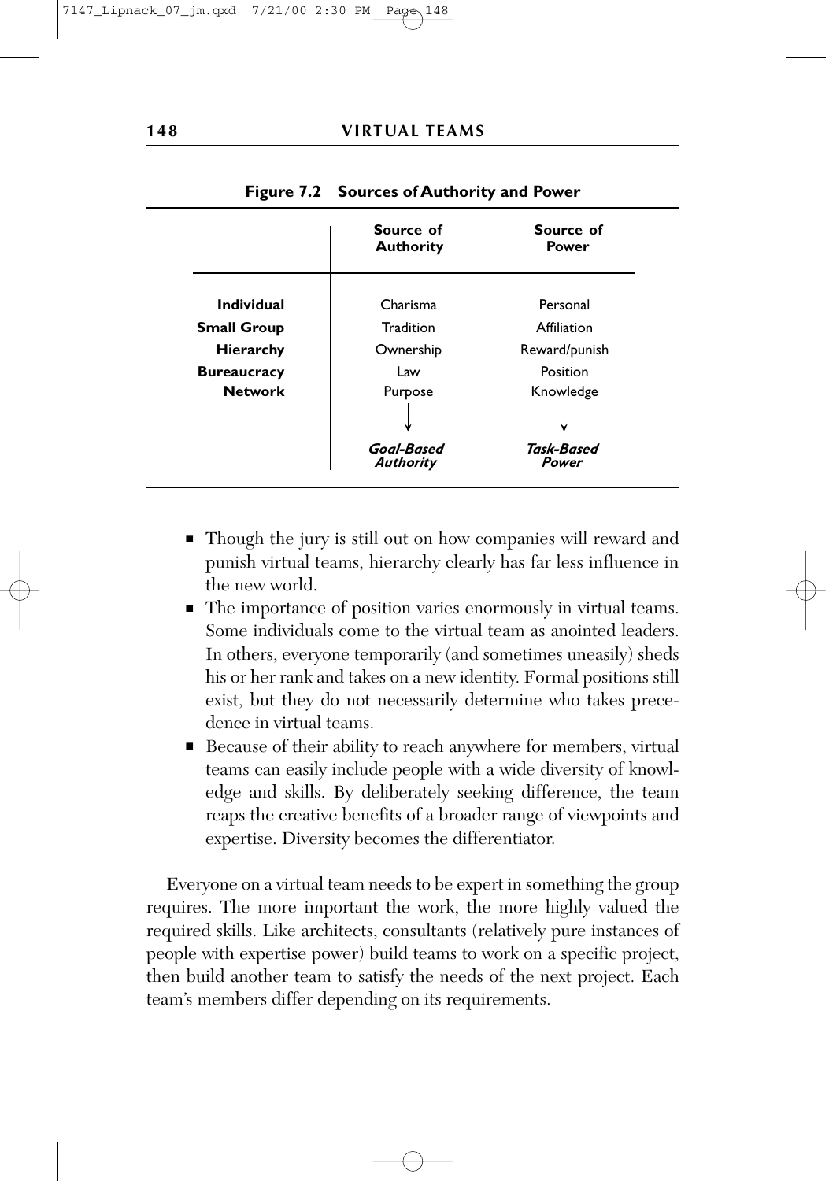**Figure 7.2 Sources of Authority and Power**

| | Source of Authority | Source of Power |
|---|---|---|
| **Individual** | Charisma | Personal |
| **Small Group** | Tradition | Affiliation |
| **Hierarchy** | Ownership | Reward/punish |
| **Bureaucracy** | Law | Position |
| **Network** | Purpose | Knowledge |
| | ↓ | ↓ |
| | ***Goal-Based Authority*** | ***Task-Based Power*** |

- Though the jury is still out on how companies will reward and punish virtual teams, hierarchy clearly has far less influence in the new world.
- The importance of position varies enormously in virtual teams. Some individuals come to the virtual team as anointed leaders. In others, everyone temporarily (and sometimes uneasily) sheds his or her rank and takes on a new identity. Formal positions still exist, but they do not necessarily determine who takes precedence in virtual teams.
- Because of their ability to reach anywhere for members, virtual teams can easily include people with a wide diversity of knowledge and skills. By deliberately seeking difference, the team reaps the creative benefits of a broader range of viewpoints and expertise. Diversity becomes the differentiator.

Everyone on a virtual team needs to be expert in something the group requires. The more important the work, the more highly valued the required skills. Like architects, consultants (relatively pure instances of people with expertise power) build teams to work on a specific project, then build another team to satisfy the needs of the next project. Each team's members differ depending on its requirements.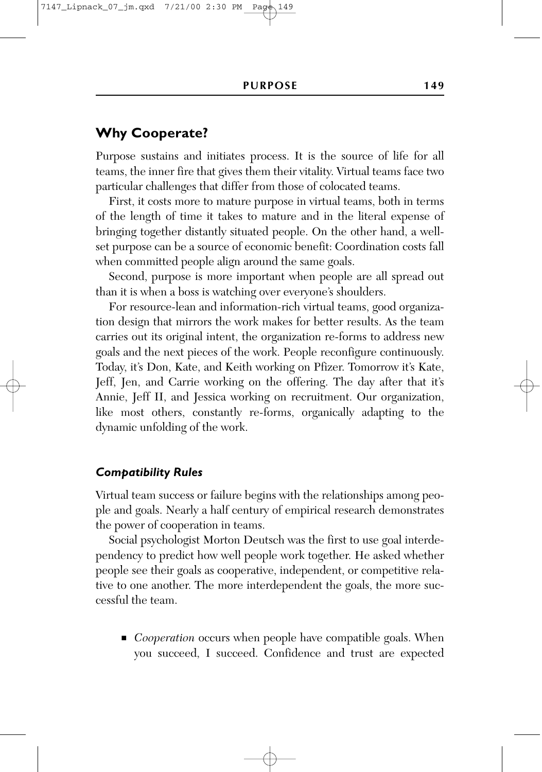## Why Cooperate?

Purpose sustains and initiates process. It is the source of life for all teams, the inner fire that gives them their vitality. Virtual teams face two particular challenges that differ from those of colocated teams.

First, it costs more to mature purpose in virtual teams, both in terms of the length of time it takes to mature and in the literal expense of bringing together distantly situated people. On the other hand, a well-set purpose can be a source of economic benefit: Coordination costs fall when committed people align around the same goals.

Second, purpose is more important when people are all spread out than it is when a boss is watching over everyone's shoulders.

For resource-lean and information-rich virtual teams, good organization design that mirrors the work makes for better results. As the team carries out its original intent, the organization re-forms to address new goals and the next pieces of the work. People reconfigure continuously. Today, it's Don, Kate, and Keith working on Pfizer. Tomorrow it's Kate, Jeff, Jen, and Carrie working on the offering. The day after that it's Annie, Jeff II, and Jessica working on recruitment. Our organization, like most others, constantly re-forms, organically adapting to the dynamic unfolding of the work.

### *Compatibility Rules*

Virtual team success or failure begins with the relationships among people and goals. Nearly a half century of empirical research demonstrates the power of cooperation in teams.

Social psychologist Morton Deutsch was the first to use goal interdependency to predict how well people work together. He asked whether people see their goals as cooperative, independent, or competitive relative to one another. The more interdependent the goals, the more successful the team.

- *Cooperation* occurs when people have compatible goals. When you succeed, I succeed. Confidence and trust are expected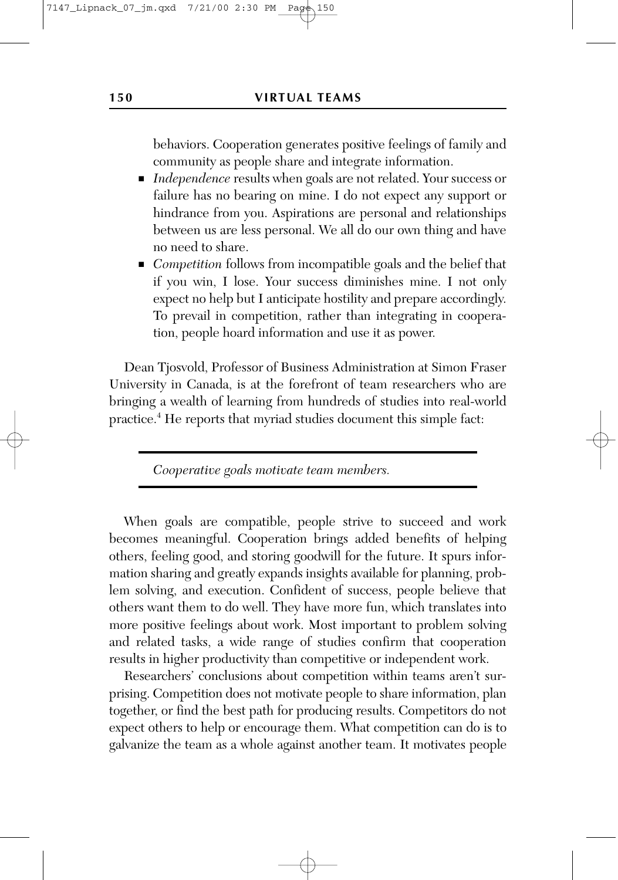behaviors. Cooperation generates positive feelings of family and community as people share and integrate information.

- *Independence* results when goals are not related. Your success or failure has no bearing on mine. I do not expect any support or hindrance from you. Aspirations are personal and relationships between us are less personal. We all do our own thing and have no need to share.
- *Competition* follows from incompatible goals and the belief that if you win, I lose. Your success diminishes mine. I not only expect no help but I anticipate hostility and prepare accordingly. To prevail in competition, rather than integrating in cooperation, people hoard information and use it as power.

Dean Tjosvold, Professor of Business Administration at Simon Fraser University in Canada, is at the forefront of team researchers who are bringing a wealth of learning from hundreds of studies into real-world practice.[4] He reports that myriad studies document this simple fact:

---

*Cooperative goals motivate team members.*

---

When goals are compatible, people strive to succeed and work becomes meaningful. Cooperation brings added benefits of helping others, feeling good, and storing goodwill for the future. It spurs information sharing and greatly expands insights available for planning, problem solving, and execution. Confident of success, people believe that others want them to do well. They have more fun, which translates into more positive feelings about work. Most important to problem solving and related tasks, a wide range of studies confirm that cooperation results in higher productivity than competitive or independent work.

Researchers' conclusions about competition within teams aren't surprising. Competition does not motivate people to share information, plan together, or find the best path for producing results. Competitors do not expect others to help or encourage them. What competition can do is to galvanize the team as a whole against another team. It motivates people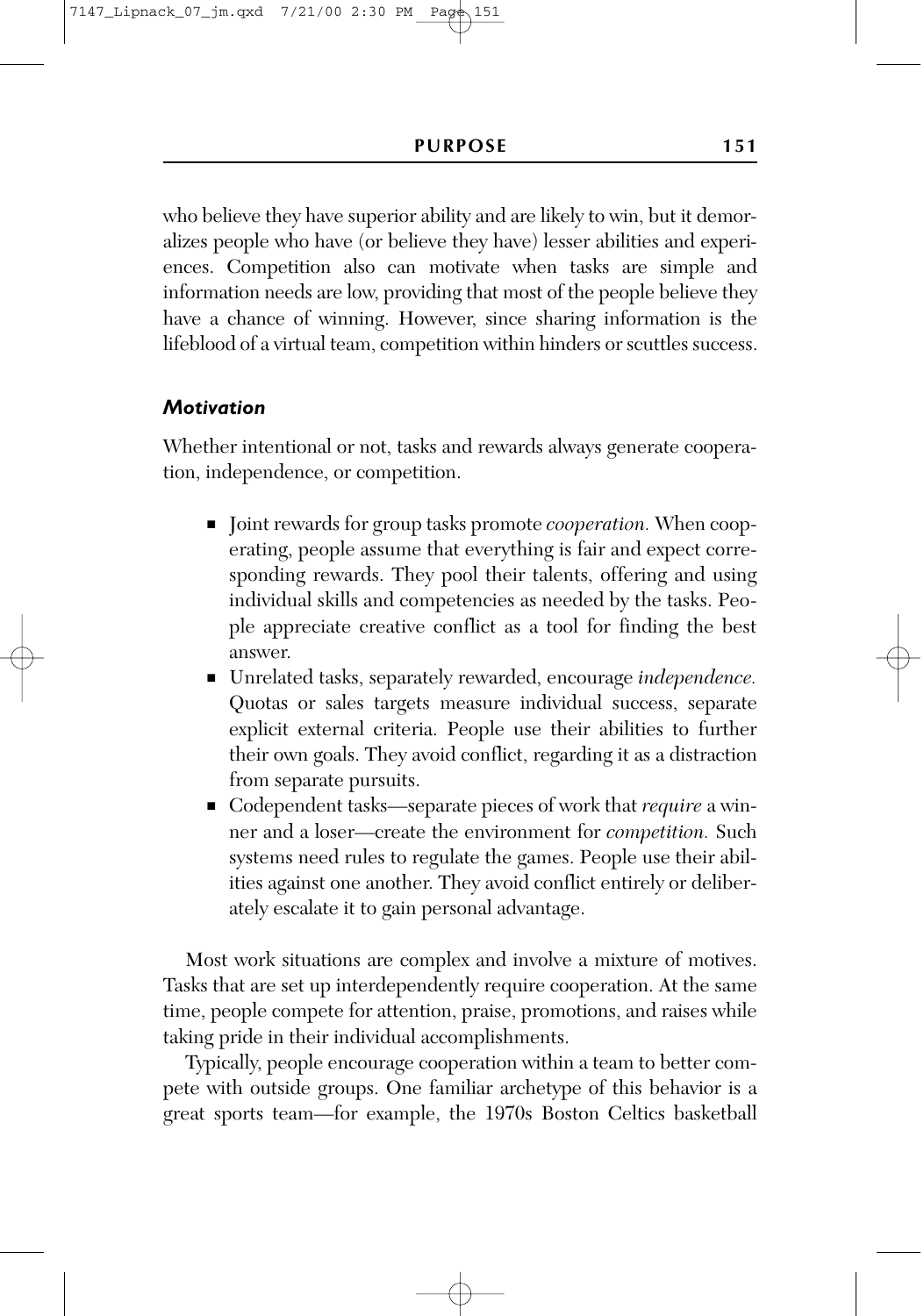who believe they have superior ability and are likely to win, but it demoralizes people who have (or believe they have) lesser abilities and experiences. Competition also can motivate when tasks are simple and information needs are low, providing that most of the people believe they have a chance of winning. However, since sharing information is the lifeblood of a virtual team, competition within hinders or scuttles success.

### *Motivation*

Whether intentional or not, tasks and rewards always generate cooperation, independence, or competition.

- Joint rewards for group tasks promote *cooperation.* When cooperating, people assume that everything is fair and expect corresponding rewards. They pool their talents, offering and using individual skills and competencies as needed by the tasks. People appreciate creative conflict as a tool for finding the best answer.
- Unrelated tasks, separately rewarded, encourage *independence.* Quotas or sales targets measure individual success, separate explicit external criteria. People use their abilities to further their own goals. They avoid conflict, regarding it as a distraction from separate pursuits.
- Codependent tasks—separate pieces of work that *require* a winner and a loser—create the environment for *competition.* Such systems need rules to regulate the games. People use their abilities against one another. They avoid conflict entirely or deliberately escalate it to gain personal advantage.

Most work situations are complex and involve a mixture of motives. Tasks that are set up interdependently require cooperation. At the same time, people compete for attention, praise, promotions, and raises while taking pride in their individual accomplishments.

Typically, people encourage cooperation within a team to better compete with outside groups. One familiar archetype of this behavior is a great sports team—for example, the 1970s Boston Celtics basketball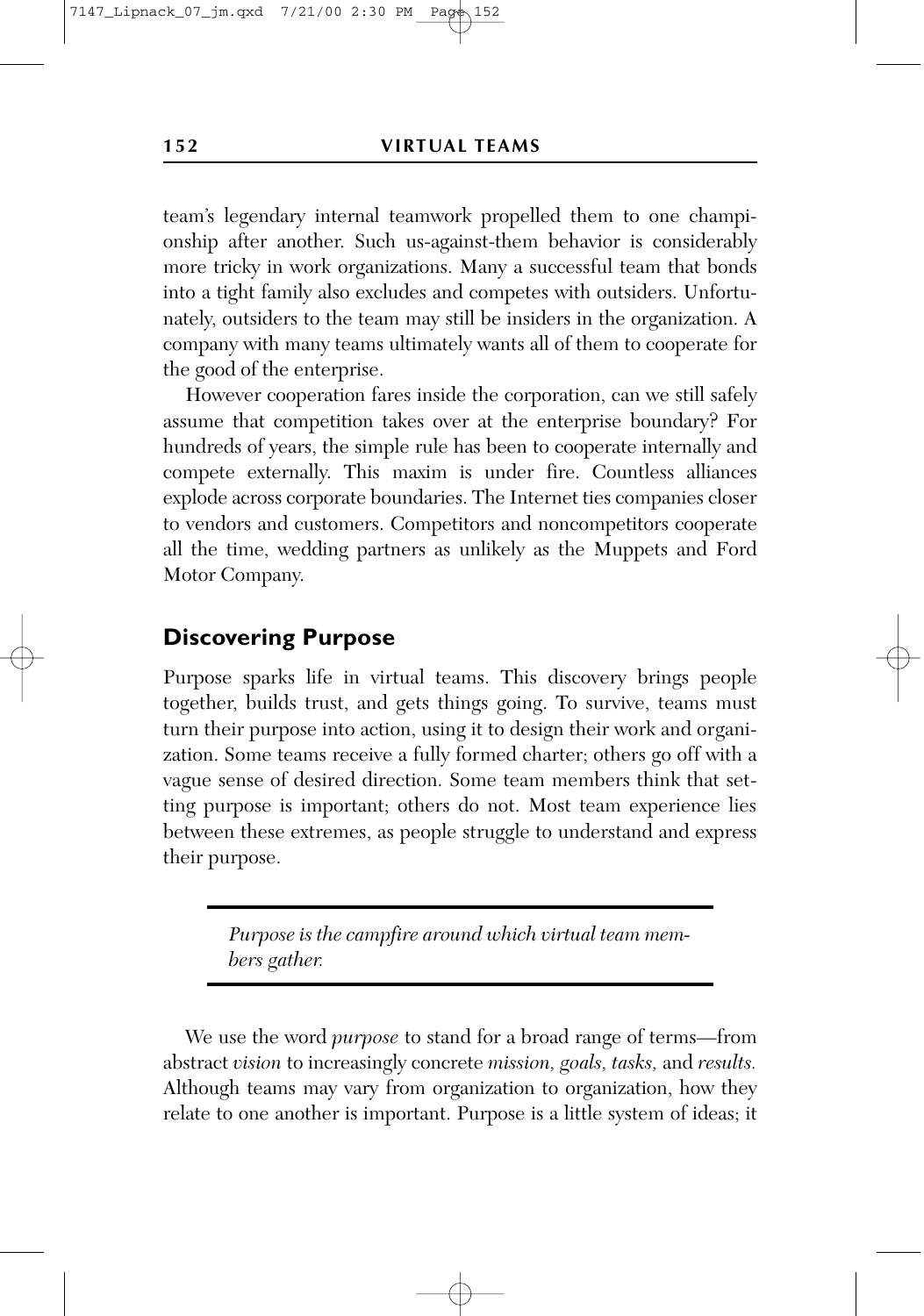team's legendary internal teamwork propelled them to one championship after another. Such us-against-them behavior is considerably more tricky in work organizations. Many a successful team that bonds into a tight family also excludes and competes with outsiders. Unfortunately, outsiders to the team may still be insiders in the organization. A company with many teams ultimately wants all of them to cooperate for the good of the enterprise.

However cooperation fares inside the corporation, can we still safely assume that competition takes over at the enterprise boundary? For hundreds of years, the simple rule has been to cooperate internally and compete externally. This maxim is under fire. Countless alliances explode across corporate boundaries. The Internet ties companies closer to vendors and customers. Competitors and noncompetitors cooperate all the time, wedding partners as unlikely as the Muppets and Ford Motor Company.

## Discovering Purpose

Purpose sparks life in virtual teams. This discovery brings people together, builds trust, and gets things going. To survive, teams must turn their purpose into action, using it to design their work and organization. Some teams receive a fully formed charter; others go off with a vague sense of desired direction. Some team members think that setting purpose is important; others do not. Most team experience lies between these extremes, as people struggle to understand and express their purpose.

> *Purpose is the campfire around which virtual team members gather.*

We use the word *purpose* to stand for a broad range of terms—from abstract *vision* to increasingly concrete *mission, goals, tasks,* and *results.* Although teams may vary from organization to organization, how they relate to one another is important. Purpose is a little system of ideas; it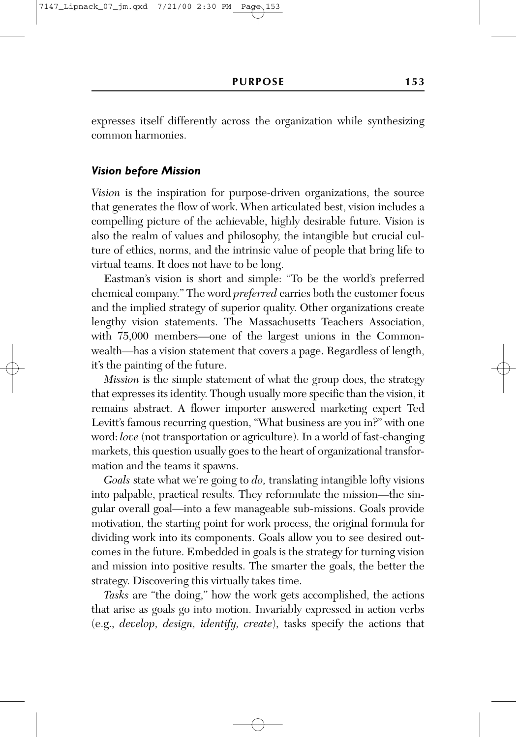expresses itself differently across the organization while synthesizing common harmonies.

### *Vision before Mission*

*Vision* is the inspiration for purpose-driven organizations, the source that generates the flow of work. When articulated best, vision includes a compelling picture of the achievable, highly desirable future. Vision is also the realm of values and philosophy, the intangible but crucial culture of ethics, norms, and the intrinsic value of people that bring life to virtual teams. It does not have to be long.

Eastman's vision is short and simple: "To be the world's preferred chemical company." The word *preferred* carries both the customer focus and the implied strategy of superior quality. Other organizations create lengthy vision statements. The Massachusetts Teachers Association, with 75,000 members—one of the largest unions in the Commonwealth—has a vision statement that covers a page. Regardless of length, it's the painting of the future.

*Mission* is the simple statement of what the group does, the strategy that expresses its identity. Though usually more specific than the vision, it remains abstract. A flower importer answered marketing expert Ted Levitt's famous recurring question, "What business are you in?" with one word: *love* (not transportation or agriculture). In a world of fast-changing markets, this question usually goes to the heart of organizational transformation and the teams it spawns.

*Goals* state what we're going to *do,* translating intangible lofty visions into palpable, practical results. They reformulate the mission—the singular overall goal—into a few manageable sub-missions. Goals provide motivation, the starting point for work process, the original formula for dividing work into its components. Goals allow you to see desired outcomes in the future. Embedded in goals is the strategy for turning vision and mission into positive results. The smarter the goals, the better the strategy. Discovering this virtually takes time.

*Tasks* are "the doing," how the work gets accomplished, the actions that arise as goals go into motion. Invariably expressed in action verbs (e.g., *develop, design, identify, create*), tasks specify the actions that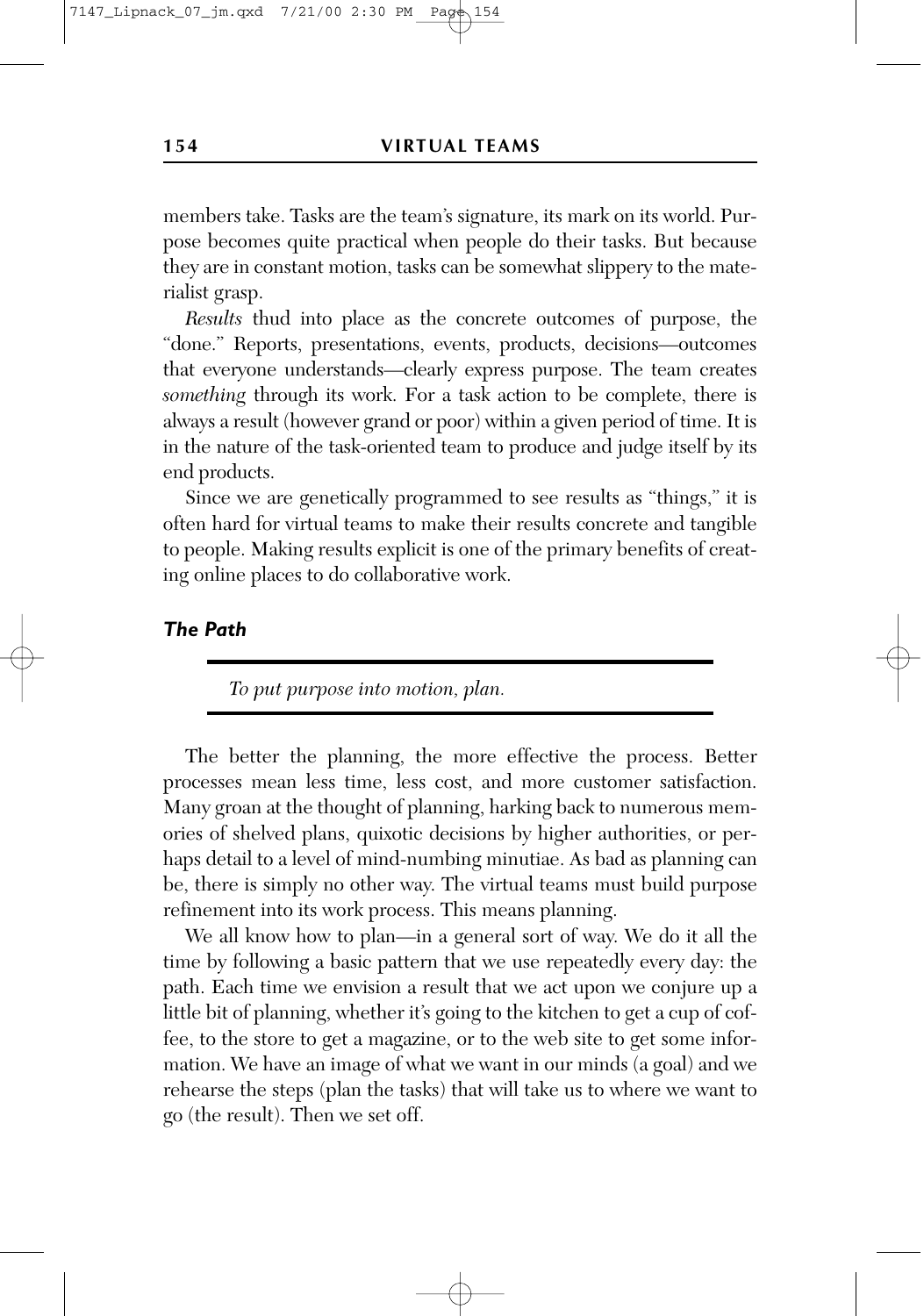members take. Tasks are the team's signature, its mark on its world. Purpose becomes quite practical when people do their tasks. But because they are in constant motion, tasks can be somewhat slippery to the materialist grasp.

*Results* thud into place as the concrete outcomes of purpose, the "done." Reports, presentations, events, products, decisions—outcomes that everyone understands—clearly express purpose. The team creates *something* through its work. For a task action to be complete, there is always a result (however grand or poor) within a given period of time. It is in the nature of the task-oriented team to produce and judge itself by its end products.

Since we are genetically programmed to see results as "things," it is often hard for virtual teams to make their results concrete and tangible to people. Making results explicit is one of the primary benefits of creating online places to do collaborative work.

### *The Path*

> *To put purpose into motion, plan.*

The better the planning, the more effective the process. Better processes mean less time, less cost, and more customer satisfaction. Many groan at the thought of planning, harking back to numerous memories of shelved plans, quixotic decisions by higher authorities, or perhaps detail to a level of mind-numbing minutiae. As bad as planning can be, there is simply no other way. The virtual teams must build purpose refinement into its work process. This means planning.

We all know how to plan—in a general sort of way. We do it all the time by following a basic pattern that we use repeatedly every day: the path. Each time we envision a result that we act upon we conjure up a little bit of planning, whether it's going to the kitchen to get a cup of coffee, to the store to get a magazine, or to the web site to get some information. We have an image of what we want in our minds (a goal) and we rehearse the steps (plan the tasks) that will take us to where we want to go (the result). Then we set off.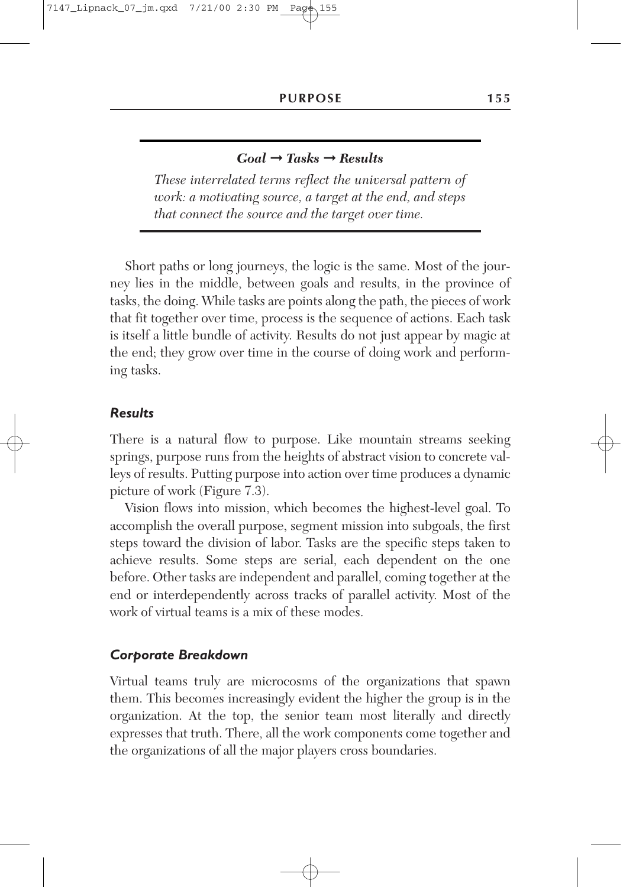***Goal → Tasks → Results***

*These interrelated terms reflect the universal pattern of work: a motivating source, a target at the end, and steps that connect the source and the target over time.*

Short paths or long journeys, the logic is the same. Most of the journey lies in the middle, between goals and results, in the province of tasks, the doing. While tasks are points along the path, the pieces of work that fit together over time, process is the sequence of actions. Each task is itself a little bundle of activity. Results do not just appear by magic at the end; they grow over time in the course of doing work and performing tasks.

### *Results*

There is a natural flow to purpose. Like mountain streams seeking springs, purpose runs from the heights of abstract vision to concrete valleys of results. Putting purpose into action over time produces a dynamic picture of work (Figure 7.3).

Vision flows into mission, which becomes the highest-level goal. To accomplish the overall purpose, segment mission into subgoals, the first steps toward the division of labor. Tasks are the specific steps taken to achieve results. Some steps are serial, each dependent on the one before. Other tasks are independent and parallel, coming together at the end or interdependently across tracks of parallel activity. Most of the work of virtual teams is a mix of these modes.

### *Corporate Breakdown*

Virtual teams truly are microcosms of the organizations that spawn them. This becomes increasingly evident the higher the group is in the organization. At the top, the senior team most literally and directly expresses that truth. There, all the work components come together and the organizations of all the major players cross boundaries.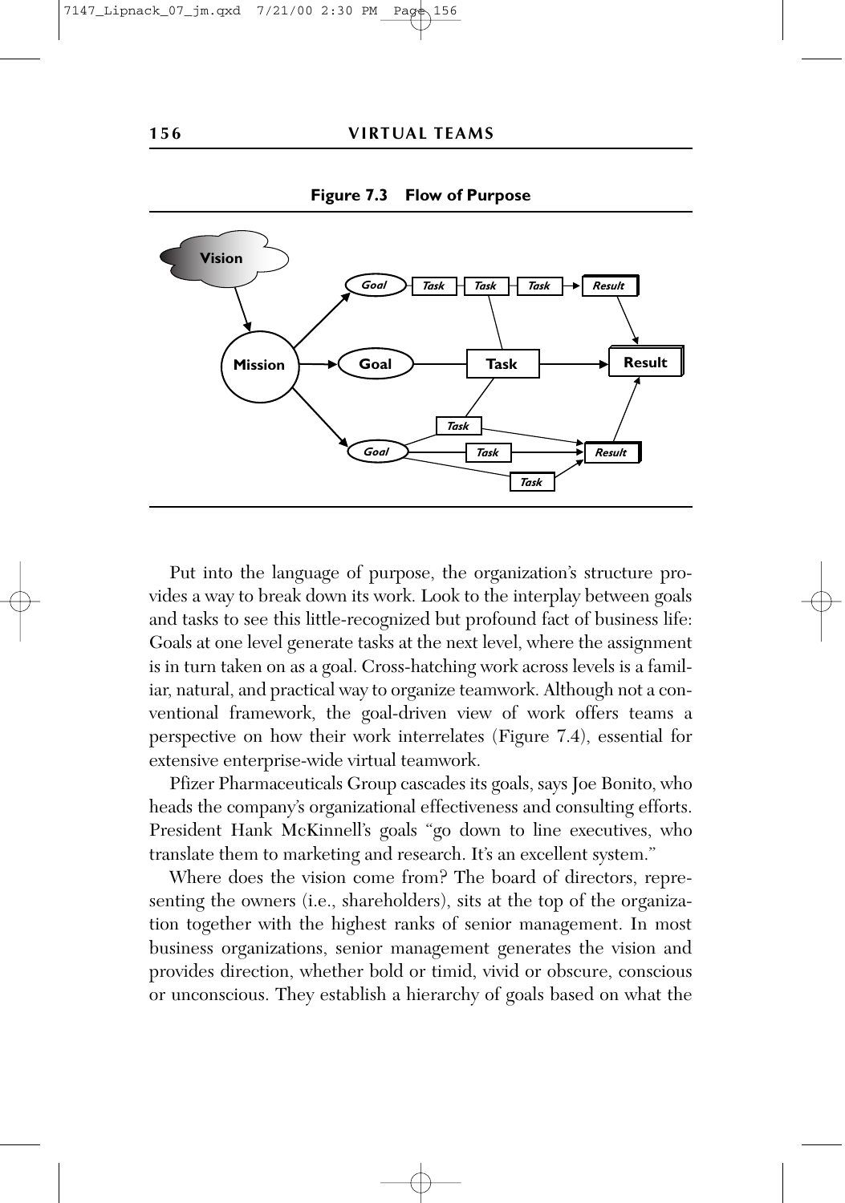**Figure 7.3 Flow of Purpose**

Put into the language of purpose, the organization's structure provides a way to break down its work. Look to the interplay between goals and tasks to see this little-recognized but profound fact of business life: Goals at one level generate tasks at the next level, where the assignment is in turn taken on as a goal. Cross-hatching work across levels is a familiar, natural, and practical way to organize teamwork. Although not a conventional framework, the goal-driven view of work offers teams a perspective on how their work interrelates (Figure 7.4), essential for extensive enterprise-wide virtual teamwork.

Pfizer Pharmaceuticals Group cascades its goals, says Joe Bonito, who heads the company's organizational effectiveness and consulting efforts. President Hank McKinnell's goals "go down to line executives, who translate them to marketing and research. It's an excellent system."

Where does the vision come from? The board of directors, representing the owners (i.e., shareholders), sits at the top of the organization together with the highest ranks of senior management. In most business organizations, senior management generates the vision and provides direction, whether bold or timid, vivid or obscure, conscious or unconscious. They establish a hierarchy of goals based on what the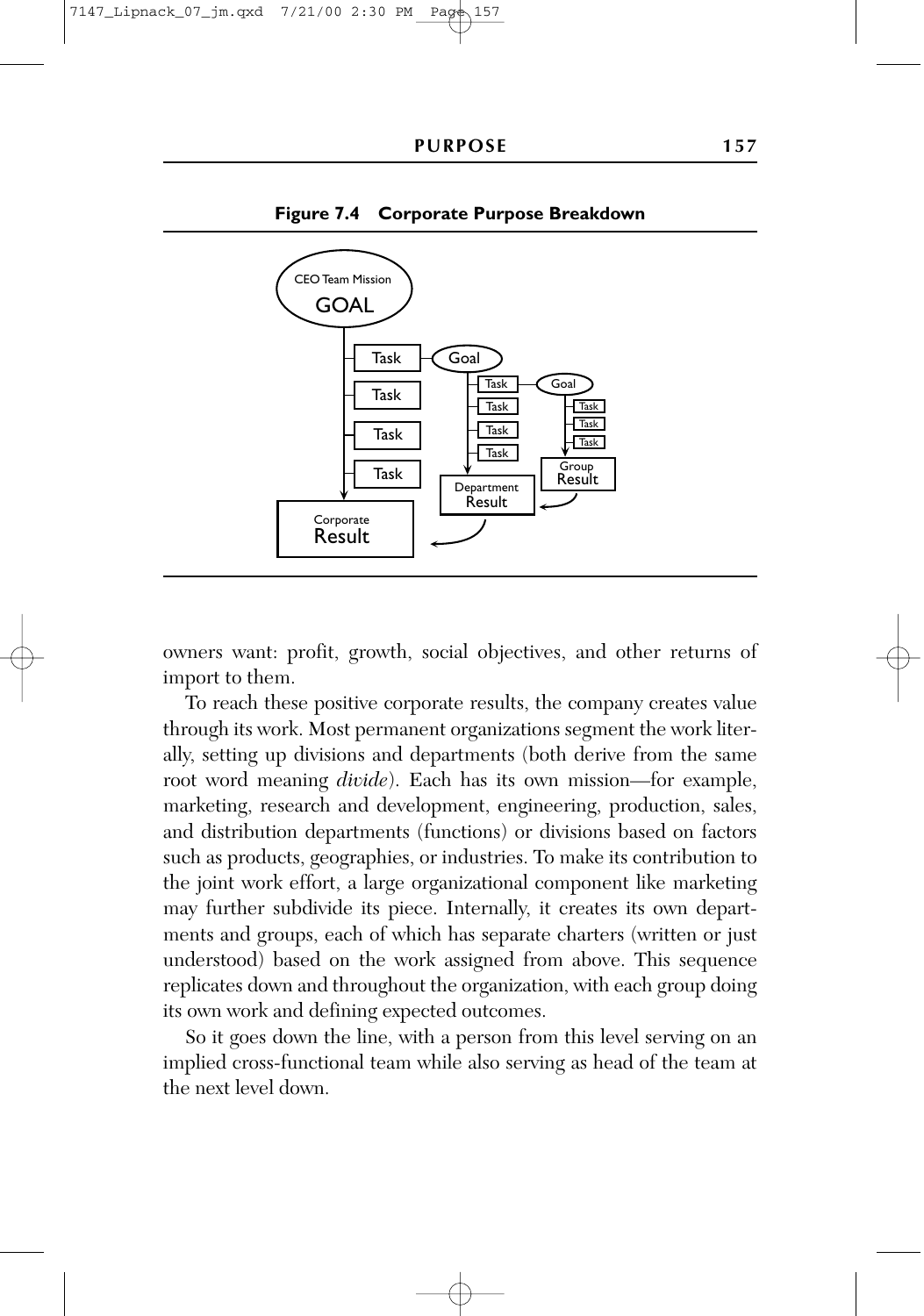**Figure 7.4 Corporate Purpose Breakdown**

owners want: profit, growth, social objectives, and other returns of import to them.

To reach these positive corporate results, the company creates value through its work. Most permanent organizations segment the work literally, setting up divisions and departments (both derive from the same root word meaning *divide*). Each has its own mission—for example, marketing, research and development, engineering, production, sales, and distribution departments (functions) or divisions based on factors such as products, geographies, or industries. To make its contribution to the joint work effort, a large organizational component like marketing may further subdivide its piece. Internally, it creates its own departments and groups, each of which has separate charters (written or just understood) based on the work assigned from above. This sequence replicates down and throughout the organization, with each group doing its own work and defining expected outcomes.

So it goes down the line, with a person from this level serving on an implied cross-functional team while also serving as head of the team at the next level down.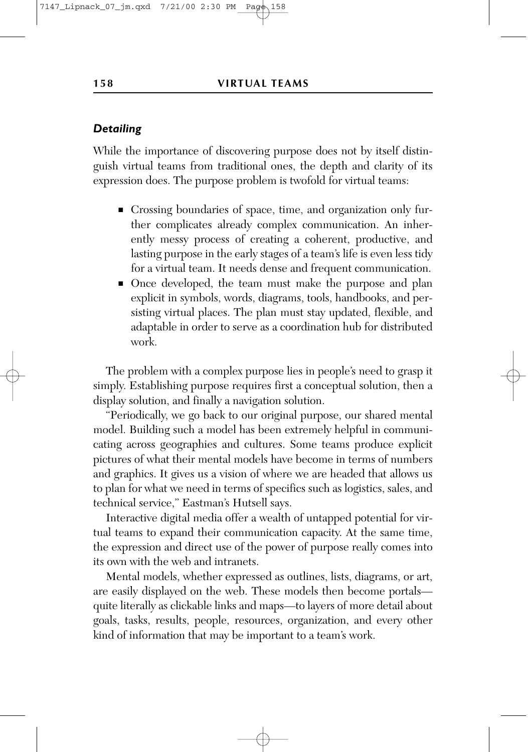### *Detailing*

While the importance of discovering purpose does not by itself distinguish virtual teams from traditional ones, the depth and clarity of its expression does. The purpose problem is twofold for virtual teams:

- Crossing boundaries of space, time, and organization only further complicates already complex communication. An inherently messy process of creating a coherent, productive, and lasting purpose in the early stages of a team's life is even less tidy for a virtual team. It needs dense and frequent communication.
- Once developed, the team must make the purpose and plan explicit in symbols, words, diagrams, tools, handbooks, and persisting virtual places. The plan must stay updated, flexible, and adaptable in order to serve as a coordination hub for distributed work.

The problem with a complex purpose lies in people's need to grasp it simply. Establishing purpose requires first a conceptual solution, then a display solution, and finally a navigation solution.

"Periodically, we go back to our original purpose, our shared mental model. Building such a model has been extremely helpful in communicating across geographies and cultures. Some teams produce explicit pictures of what their mental models have become in terms of numbers and graphics. It gives us a vision of where we are headed that allows us to plan for what we need in terms of specifics such as logistics, sales, and technical service," Eastman's Hutsell says.

Interactive digital media offer a wealth of untapped potential for virtual teams to expand their communication capacity. At the same time, the expression and direct use of the power of purpose really comes into its own with the web and intranets.

Mental models, whether expressed as outlines, lists, diagrams, or art, are easily displayed on the web. These models then become portals—quite literally as clickable links and maps—to layers of more detail about goals, tasks, results, people, resources, organization, and every other kind of information that may be important to a team's work.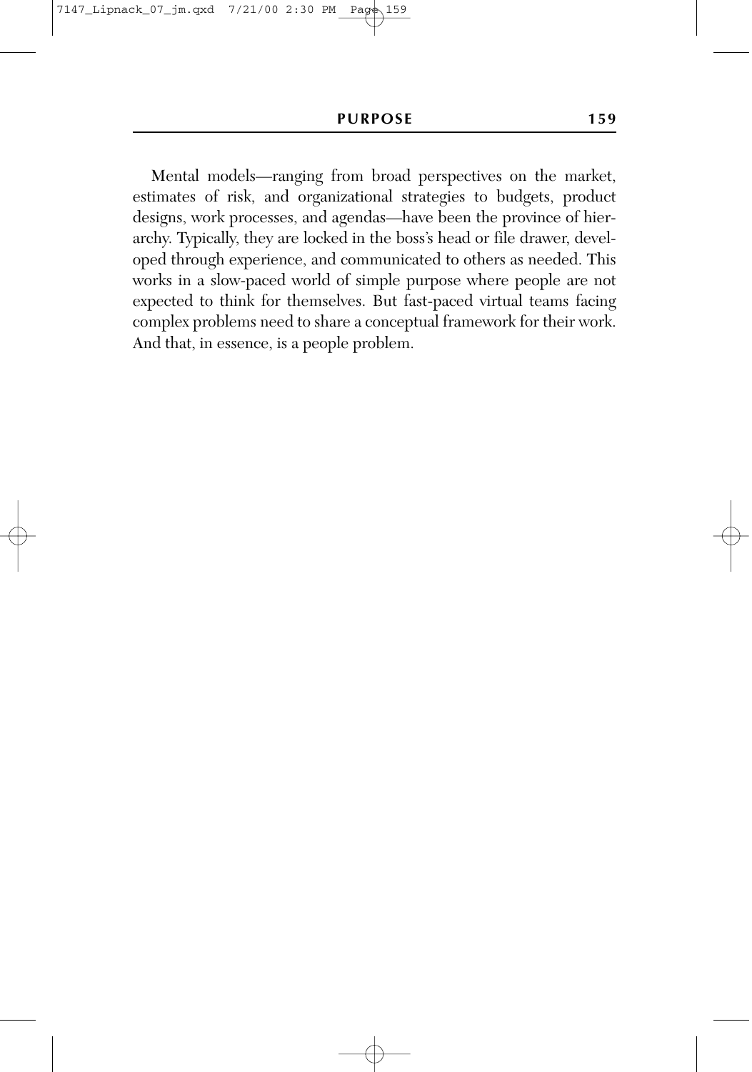Mental models—ranging from broad perspectives on the market, estimates of risk, and organizational strategies to budgets, product designs, work processes, and agendas—have been the province of hierarchy. Typically, they are locked in the boss's head or file drawer, developed through experience, and communicated to others as needed. This works in a slow-paced world of simple purpose where people are not expected to think for themselves. But fast-paced virtual teams facing complex problems need to share a conceptual framework for their work. And that, in essence, is a people problem.